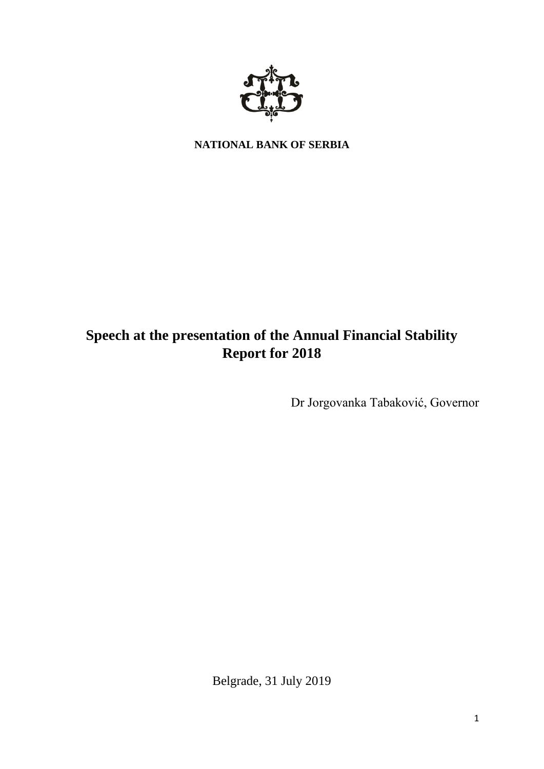**NATIONAL BANK OF SERBIA**

# Speech at the presentation of the Annual Financial Stability Report for 2018

Dr Jorgovanka Tabaković, Governor

Belgrade, 31 July 2019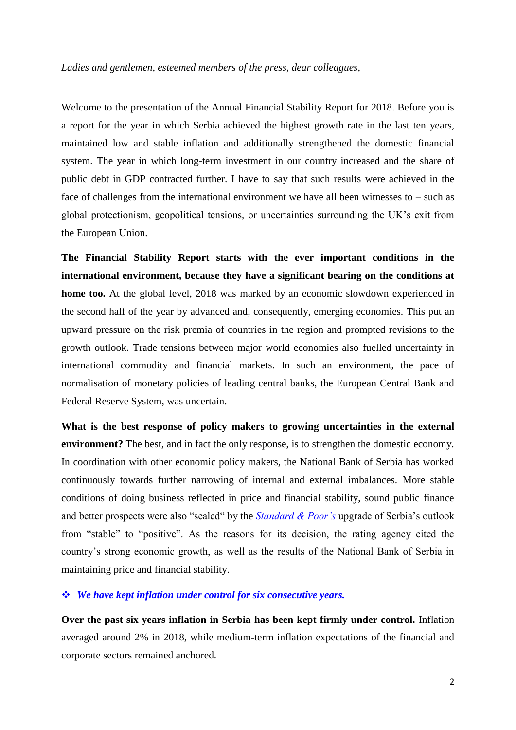*Ladies and gentlemen, esteemed members of the press, dear colleagues,*

Welcome to the presentation of the Annual Financial Stability Report for 2018. Before you is a report for the year in which Serbia achieved the highest growth rate in the last ten years, maintained low and stable inflation and additionally strengthened the domestic financial system. The year in which long-term investment in our country increased and the share of public debt in GDP contracted further. I have to say that such results were achieved in the face of challenges from the international environment we have all been witnesses to – such as global protectionism, geopolitical tensions, or uncertainties surrounding the UK's exit from the European Union.

**The Financial Stability Report starts with the ever important conditions in the international environment, because they have a significant bearing on the conditions at home too.** At the global level, 2018 was marked by an economic slowdown experienced in the second half of the year by advanced and, consequently, emerging economies. This put an upward pressure on the risk premia of countries in the region and prompted revisions to the growth outlook. Trade tensions between major world economies also fuelled uncertainty in international commodity and financial markets. In such an environment, the pace of normalisation of monetary policies of leading central banks, the European Central Bank and Federal Reserve System, was uncertain.

**What is the best response of policy makers to growing uncertainties in the external environment?** The best, and in fact the only response, is to strengthen the domestic economy. In coordination with other economic policy makers, the National Bank of Serbia has worked continuously towards further narrowing of internal and external imbalances. More stable conditions of doing business reflected in price and financial stability, sound public finance and better prospects were also "sealed" by the *Standard & Poor's* upgrade of Serbia's outlook from "stable" to "positive". As the reasons for its decision, the rating agency cited the country's strong economic growth, as well as the results of the National Bank of Serbia in maintaining price and financial stability.

- ***We have kept inflation under control for six consecutive years.***

**Over the past six years inflation in Serbia has been kept firmly under control.** Inflation averaged around 2% in 2018, while medium-term inflation expectations of the financial and corporate sectors remained anchored.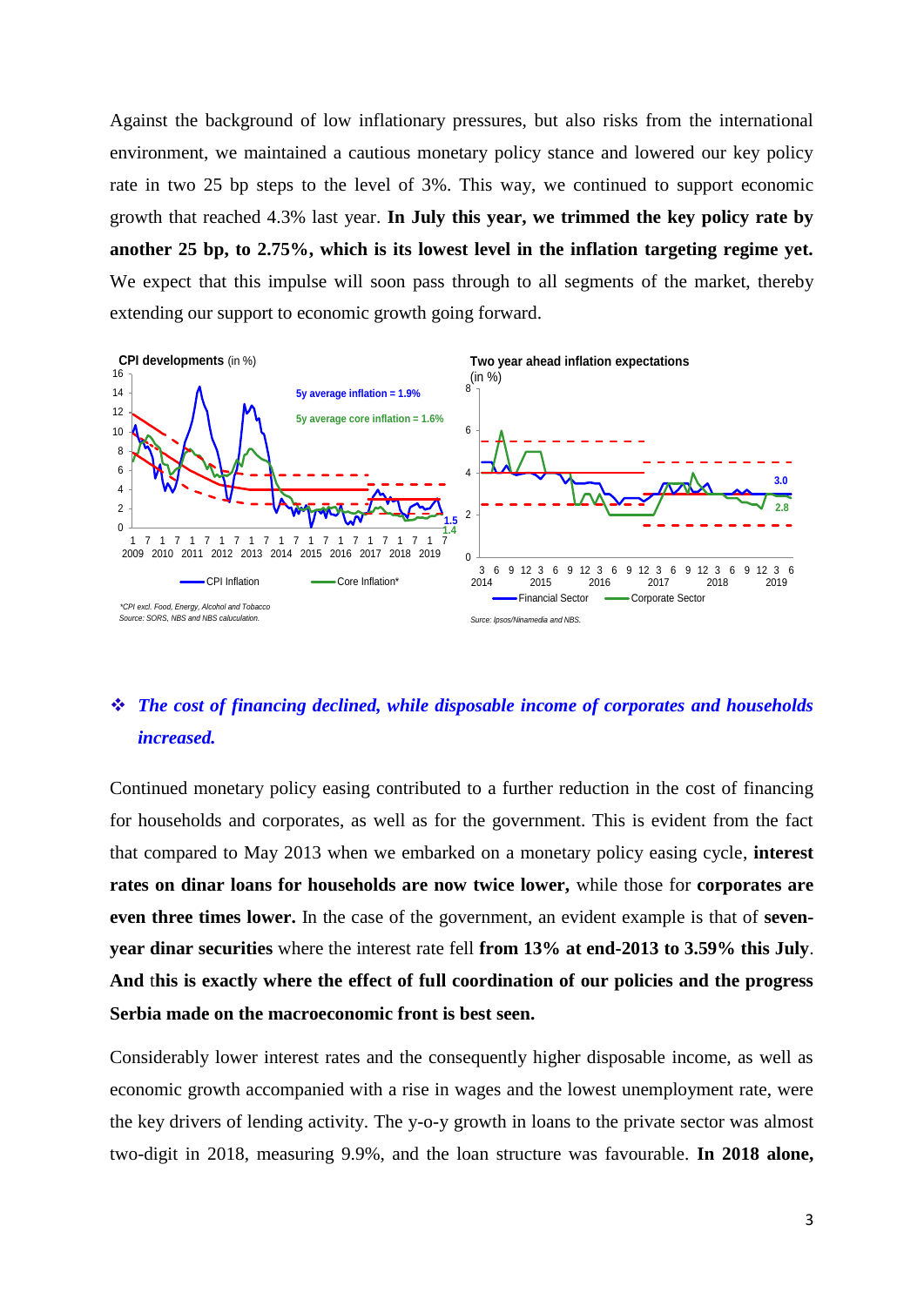Against the background of low inflationary pressures, but also risks from the international environment, we maintained a cautious monetary policy stance and lowered our key policy rate in two 25 bp steps to the level of 3%. This way, we continued to support economic growth that reached 4.3% last year. **In July this year, we trimmed the key policy rate by another 25 bp, to 2.75%, which is its lowest level in the inflation targeting regime yet.** We expect that this impulse will soon pass through to all segments of the market, thereby extending our support to economic growth going forward.

**CPI developments** (in %)

*CPI excl. Food, Energy, Alcohol and Tobacco
Source: SORS, NBS and NBS caluculation.*

**Two year ahead inflation expectations** (in %)

*Surce: Ipsos/Ninamedia and NBS.*

❖ ***The cost of financing declined, while disposable income of corporates and households increased.***

Continued monetary policy easing contributed to a further reduction in the cost of financing for households and corporates, as well as for the government. This is evident from the fact that compared to May 2013 when we embarked on a monetary policy easing cycle, **interest rates on dinar loans for households are now twice lower,** while those for **corporates are even three times lower.** In the case of the government, an evident example is that of **seven-year dinar securities** where the interest rate fell **from 13% at end-2013 to 3.59% this July**. **And this is exactly where the effect of full coordination of our policies and the progress Serbia made on the macroeconomic front is best seen.**

Considerably lower interest rates and the consequently higher disposable income, as well as economic growth accompanied with a rise in wages and the lowest unemployment rate, were the key drivers of lending activity. The y-o-y growth in loans to the private sector was almost two-digit in 2018, measuring 9.9%, and the loan structure was favourable. **In 2018 alone,**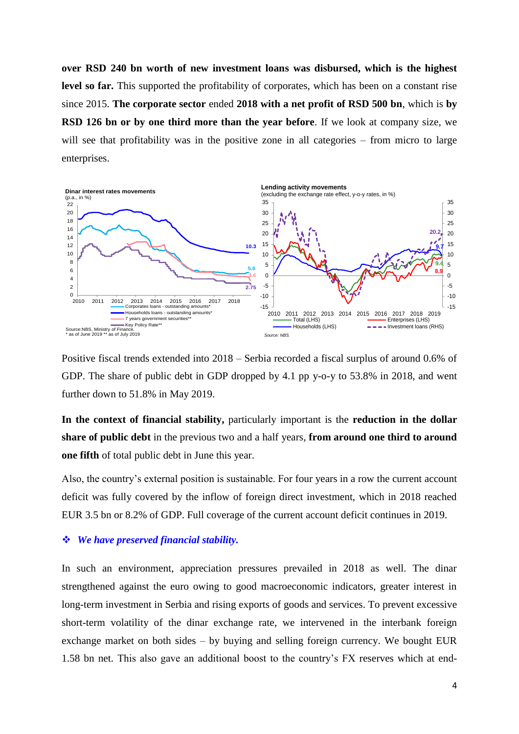**over RSD 240 bn worth of new investment loans was disbursed, which is the highest level so far.** This supported the profitability of corporates, which has been on a constant rise since 2015. **The corporate sector** ended **2018 with a net profit of RSD 500 bn**, which is **by RSD 126 bn or by one third more than the year before**. If we look at company size, we will see that profitability was in the positive zone in all categories – from micro to large enterprises.

Positive fiscal trends extended into 2018 – Serbia recorded a fiscal surplus of around 0.6% of GDP. The share of public debt in GDP dropped by 4.1 pp y-o-y to 53.8% in 2018, and went further down to 51.8% in May 2019.

**In the context of financial stability,** particularly important is the **reduction in the dollar share of public debt** in the previous two and a half years, **from around one third to around one fifth** of total public debt in June this year.

Also, the country's external position is sustainable. For four years in a row the current account deficit was fully covered by the inflow of foreign direct investment, which in 2018 reached EUR 3.5 bn or 8.2% of GDP. Full coverage of the current account deficit continues in 2019.

- ***We have preserved financial stability.***

In such an environment, appreciation pressures prevailed in 2018 as well. The dinar strengthened against the euro owing to good macroeconomic indicators, greater interest in long-term investment in Serbia and rising exports of goods and services. To prevent excessive short-term volatility of the dinar exchange rate, we intervened in the interbank foreign exchange market on both sides – by buying and selling foreign currency. We bought EUR 1.58 bn net. This also gave an additional boost to the country's FX reserves which at end-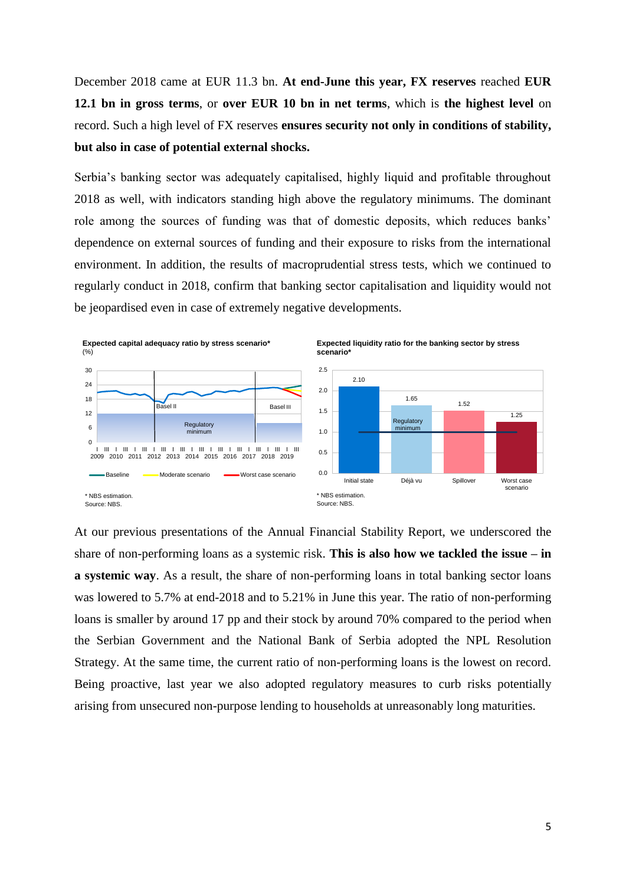December 2018 came at EUR 11.3 bn. **At end-June this year, FX reserves** reached **EUR 12.1 bn in gross terms**, or **over EUR 10 bn in net terms**, which is **the highest level** on record. Such a high level of FX reserves **ensures security not only in conditions of stability, but also in case of potential external shocks.**

Serbia's banking sector was adequately capitalised, highly liquid and profitable throughout 2018 as well, with indicators standing high above the regulatory minimums. The dominant role among the sources of funding was that of domestic deposits, which reduces banks' dependence on external sources of funding and their exposure to risks from the international environment. In addition, the results of macroprudential stress tests, which we continued to regularly conduct in 2018, confirm that banking sector capitalisation and liquidity would not be jeopardised even in case of extremely negative developments.

**Expected capital adequacy ratio by stress scenario***
(%)

Legend: Baseline; Moderate scenario; Worst case scenario. Labels: Basel II; Basel III; Regulatory minimum.

\* NBS estimation.
Source: NBS.

**Expected liquidity ratio for the banking sector by stress scenario***

| Initial state | Déjà vu | Spillover | Worst case scenario |
|---|---|---|---|
| 2.10 | 1.65 | 1.52 | 1.25 |

Regulatory minimum: 1.0

\* NBS estimation.
Source: NBS.

At our previous presentations of the Annual Financial Stability Report, we underscored the share of non-performing loans as a systemic risk. **This is also how we tackled the issue – in a systemic way**. As a result, the share of non-performing loans in total banking sector loans was lowered to 5.7% at end-2018 and to 5.21% in June this year. The ratio of non-performing loans is smaller by around 17 pp and their stock by around 70% compared to the period when the Serbian Government and the National Bank of Serbia adopted the NPL Resolution Strategy. At the same time, the current ratio of non-performing loans is the lowest on record. Being proactive, last year we also adopted regulatory measures to curb risks potentially arising from unsecured non-purpose lending to households at unreasonably long maturities.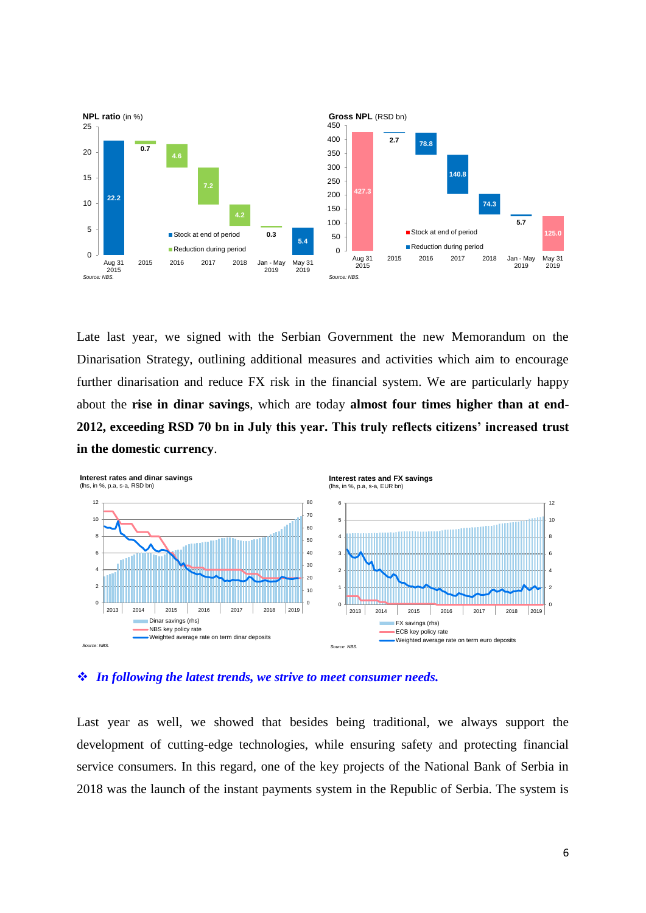**NPL ratio** (in %)

*Source: NBS.*

**Gross NPL** (RSD bn)

*Source: NBS.*

Late last year, we signed with the Serbian Government the new Memorandum on the Dinarisation Strategy, outlining additional measures and activities which aim to encourage further dinarisation and reduce FX risk in the financial system. We are particularly happy about the **rise in dinar savings**, which are today **almost four times higher than at end-2012, exceeding RSD 70 bn in July this year. This truly reflects citizens' increased trust in the domestic currency**.

**Interest rates and dinar savings**
(lhs, in %, p.a, s-a, RSD bn)

*Source: NBS.*

**Interest rates and FX savings**
(lhs, in %, p.a, s-a, EUR bn)

*Source NBS.*

❖ ***In following the latest trends, we strive to meet consumer needs.***

Last year as well, we showed that besides being traditional, we always support the development of cutting-edge technologies, while ensuring safety and protecting financial service consumers. In this regard, one of the key projects of the National Bank of Serbia in 2018 was the launch of the instant payments system in the Republic of Serbia. The system is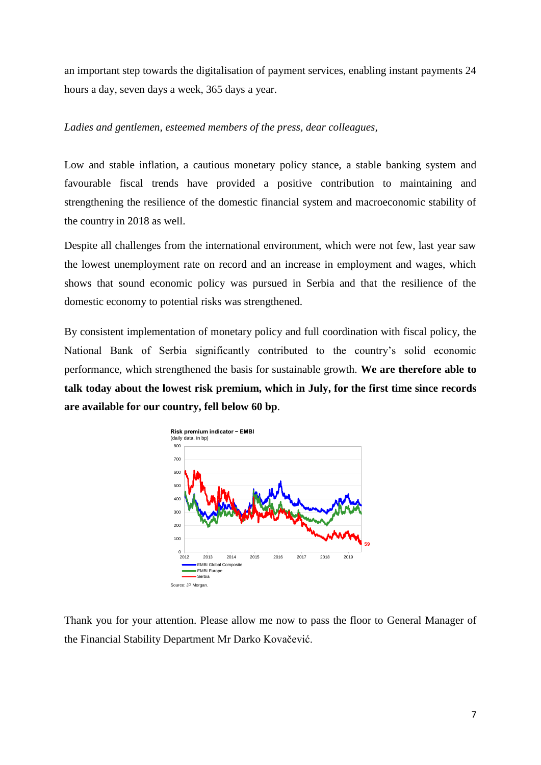an important step towards the digitalisation of payment services, enabling instant payments 24 hours a day, seven days a week, 365 days a year.

*Ladies and gentlemen, esteemed members of the press, dear colleagues,*

Low and stable inflation, a cautious monetary policy stance, a stable banking system and favourable fiscal trends have provided a positive contribution to maintaining and strengthening the resilience of the domestic financial system and macroeconomic stability of the country in 2018 as well.

Despite all challenges from the international environment, which were not few, last year saw the lowest unemployment rate on record and an increase in employment and wages, which shows that sound economic policy was pursued in Serbia and that the resilience of the domestic economy to potential risks was strengthened.

By consistent implementation of monetary policy and full coordination with fiscal policy, the National Bank of Serbia significantly contributed to the country's solid economic performance, which strengthened the basis for sustainable growth. **We are therefore able to talk today about the lowest risk premium, which in July, for the first time since records are available for our country, fell below 60 bp**.

**Risk premium indicator – EMBI**
(daily data, in bp)

800
700
600
500
400
300
200
100
0

2012 2013 2014 2015 2016 2017 2018 2019

59

EMBI Global Composite
EMBI Europe
Serbia

Source: JP Morgan.

Thank you for your attention. Please allow me now to pass the floor to General Manager of the Financial Stability Department Mr Darko Kovačević.